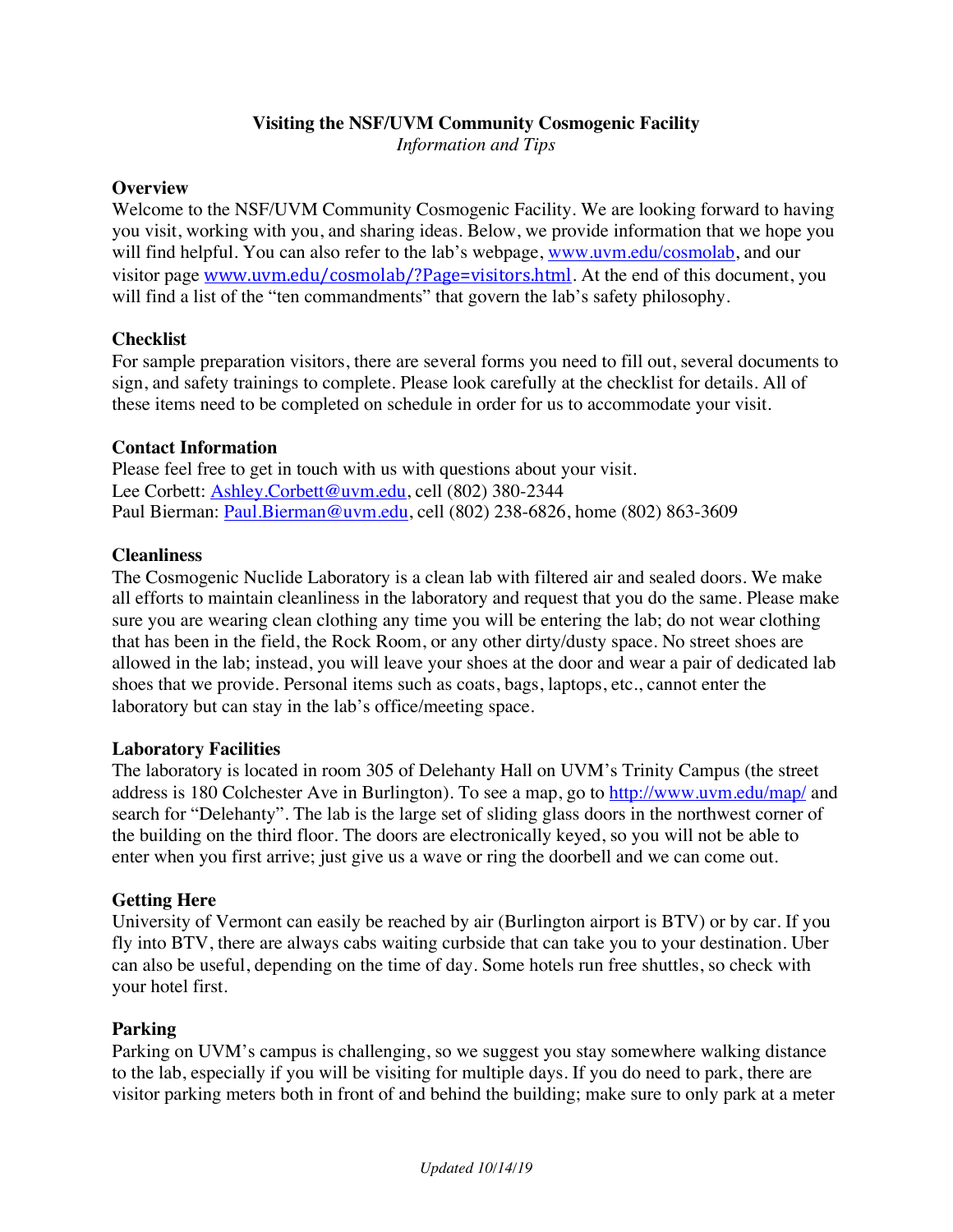# Visiting the NSF/UVM Community Cosmogenic Facility

*Information and Tips*

## Overview

Welcome to the NSF/UVM Community Cosmogenic Facility. We are looking forward to having you visit, working with you, and sharing ideas. Below, we provide information that we hope you will find helpful. You can also refer to the lab's webpage, www.uvm.edu/cosmolab, and our visitor page www.uvm.edu/cosmolab/?Page=visitors.html. At the end of this document, you will find a list of the "ten commandments" that govern the lab's safety philosophy.

## Checklist

For sample preparation visitors, there are several forms you need to fill out, several documents to sign, and safety trainings to complete. Please look carefully at the checklist for details. All of these items need to be completed on schedule in order for us to accommodate your visit.

## Contact Information

Please feel free to get in touch with us with questions about your visit.
Lee Corbett: Ashley.Corbett@uvm.edu, cell (802) 380-2344
Paul Bierman: Paul.Bierman@uvm.edu, cell (802) 238-6826, home (802) 863-3609

## Cleanliness

The Cosmogenic Nuclide Laboratory is a clean lab with filtered air and sealed doors. We make all efforts to maintain cleanliness in the laboratory and request that you do the same. Please make sure you are wearing clean clothing any time you will be entering the lab; do not wear clothing that has been in the field, the Rock Room, or any other dirty/dusty space. No street shoes are allowed in the lab; instead, you will leave your shoes at the door and wear a pair of dedicated lab shoes that we provide. Personal items such as coats, bags, laptops, etc., cannot enter the laboratory but can stay in the lab's office/meeting space.

## Laboratory Facilities

The laboratory is located in room 305 of Delehanty Hall on UVM's Trinity Campus (the street address is 180 Colchester Ave in Burlington). To see a map, go to http://www.uvm.edu/map/ and search for "Delehanty". The lab is the large set of sliding glass doors in the northwest corner of the building on the third floor. The doors are electronically keyed, so you will not be able to enter when you first arrive; just give us a wave or ring the doorbell and we can come out.

## Getting Here

University of Vermont can easily be reached by air (Burlington airport is BTV) or by car. If you fly into BTV, there are always cabs waiting curbside that can take you to your destination. Uber can also be useful, depending on the time of day. Some hotels run free shuttles, so check with your hotel first.

## Parking

Parking on UVM's campus is challenging, so we suggest you stay somewhere walking distance to the lab, especially if you will be visiting for multiple days. If you do need to park, there are visitor parking meters both in front of and behind the building; make sure to only park at a meter

*Updated 10/14/19*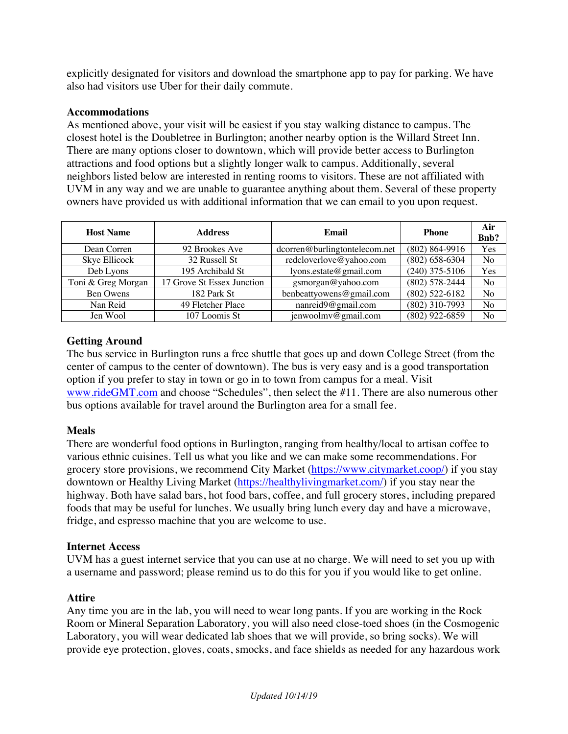explicitly designated for visitors and download the smartphone app to pay for parking. We have also had visitors use Uber for their daily commute.

### Accommodations

As mentioned above, your visit will be easiest if you stay walking distance to campus. The closest hotel is the Doubletree in Burlington; another nearby option is the Willard Street Inn. There are many options closer to downtown, which will provide better access to Burlington attractions and food options but a slightly longer walk to campus. Additionally, several neighbors listed below are interested in renting rooms to visitors. These are not affiliated with UVM in any way and we are unable to guarantee anything about them. Several of these property owners have provided us with additional information that we can email to you upon request.

| Host Name | Address | Email | Phone | Air Bnb? |
|---|---|---|---|---|
| Dean Corren | 92 Brookes Ave | dcorren@burlingtontelecom.net | (802) 864-9916 | Yes |
| Skye Ellicock | 32 Russell St | redcloverlove@yahoo.com | (802) 658-6304 | No |
| Deb Lyons | 195 Archibald St | lyons.estate@gmail.com | (240) 375-5106 | Yes |
| Toni & Greg Morgan | 17 Grove St Essex Junction | gsmorgan@yahoo.com | (802) 578-2444 | No |
| Ben Owens | 182 Park St | benbeattyowens@gmail.com | (802) 522-6182 | No |
| Nan Reid | 49 Fletcher Place | nanreid9@gmail.com | (802) 310-7993 | No |
| Jen Wool | 107 Loomis St | jenwoolmv@gmail.com | (802) 922-6859 | No |

### Getting Around

The bus service in Burlington runs a free shuttle that goes up and down College Street (from the center of campus to the center of downtown). The bus is very easy and is a good transportation option if you prefer to stay in town or go in to town from campus for a meal. Visit www.rideGMT.com and choose "Schedules", then select the #11. There are also numerous other bus options available for travel around the Burlington area for a small fee.

### Meals

There are wonderful food options in Burlington, ranging from healthy/local to artisan coffee to various ethnic cuisines. Tell us what you like and we can make some recommendations. For grocery store provisions, we recommend City Market (https://www.citymarket.coop/) if you stay downtown or Healthy Living Market (https://healthylivingmarket.com/) if you stay near the highway. Both have salad bars, hot food bars, coffee, and full grocery stores, including prepared foods that may be useful for lunches. We usually bring lunch every day and have a microwave, fridge, and espresso machine that you are welcome to use.

### Internet Access

UVM has a guest internet service that you can use at no charge. We will need to set you up with a username and password; please remind us to do this for you if you would like to get online.

### Attire

Any time you are in the lab, you will need to wear long pants. If you are working in the Rock Room or Mineral Separation Laboratory, you will also need close-toed shoes (in the Cosmogenic Laboratory, you will wear dedicated lab shoes that we will provide, so bring socks). We will provide eye protection, gloves, coats, smocks, and face shields as needed for any hazardous work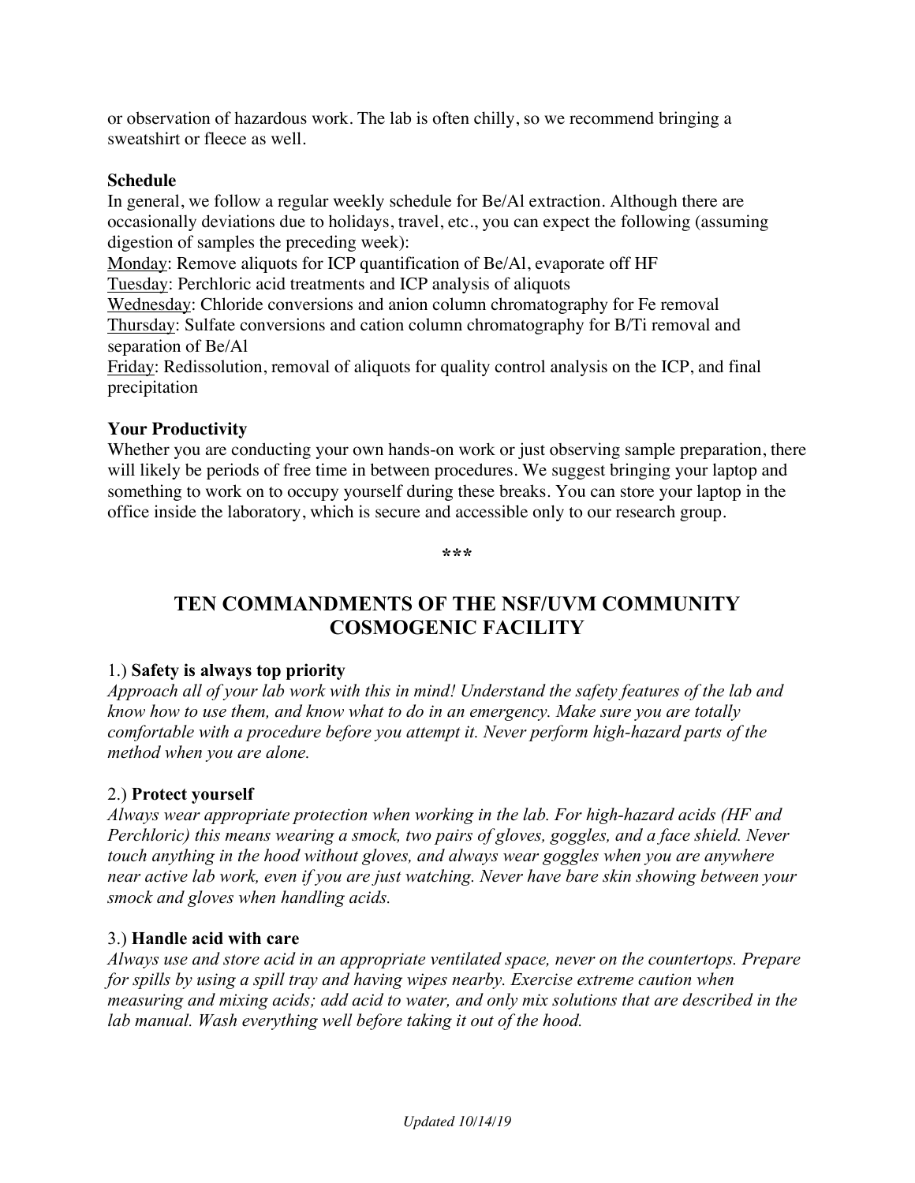or observation of hazardous work. The lab is often chilly, so we recommend bringing a sweatshirt or fleece as well.

**Schedule**

In general, we follow a regular weekly schedule for Be/Al extraction. Although there are occasionally deviations due to holidays, travel, etc., you can expect the following (assuming digestion of samples the preceding week):

Monday: Remove aliquots for ICP quantification of Be/Al, evaporate off HF
Tuesday: Perchloric acid treatments and ICP analysis of aliquots
Wednesday: Chloride conversions and anion column chromatography for Fe removal
Thursday: Sulfate conversions and cation column chromatography for B/Ti removal and separation of Be/Al
Friday: Redissolution, removal of aliquots for quality control analysis on the ICP, and final precipitation

**Your Productivity**

Whether you are conducting your own hands-on work or just observing sample preparation, there will likely be periods of free time in between procedures. We suggest bringing your laptop and something to work on to occupy yourself during these breaks. You can store your laptop in the office inside the laboratory, which is secure and accessible only to our research group.

***

## TEN COMMANDMENTS OF THE NSF/UVM COMMUNITY COSMOGENIC FACILITY

1.) **Safety is always top priority**
*Approach all of your lab work with this in mind! Understand the safety features of the lab and know how to use them, and know what to do in an emergency. Make sure you are totally comfortable with a procedure before you attempt it. Never perform high-hazard parts of the method when you are alone.*

2.) **Protect yourself**
*Always wear appropriate protection when working in the lab. For high-hazard acids (HF and Perchloric) this means wearing a smock, two pairs of gloves, goggles, and a face shield. Never touch anything in the hood without gloves, and always wear goggles when you are anywhere near active lab work, even if you are just watching. Never have bare skin showing between your smock and gloves when handling acids.*

3.) **Handle acid with care**
*Always use and store acid in an appropriate ventilated space, never on the countertops. Prepare for spills by using a spill tray and having wipes nearby. Exercise extreme caution when measuring and mixing acids; add acid to water, and only mix solutions that are described in the lab manual. Wash everything well before taking it out of the hood.*

*Updated 10/14/19*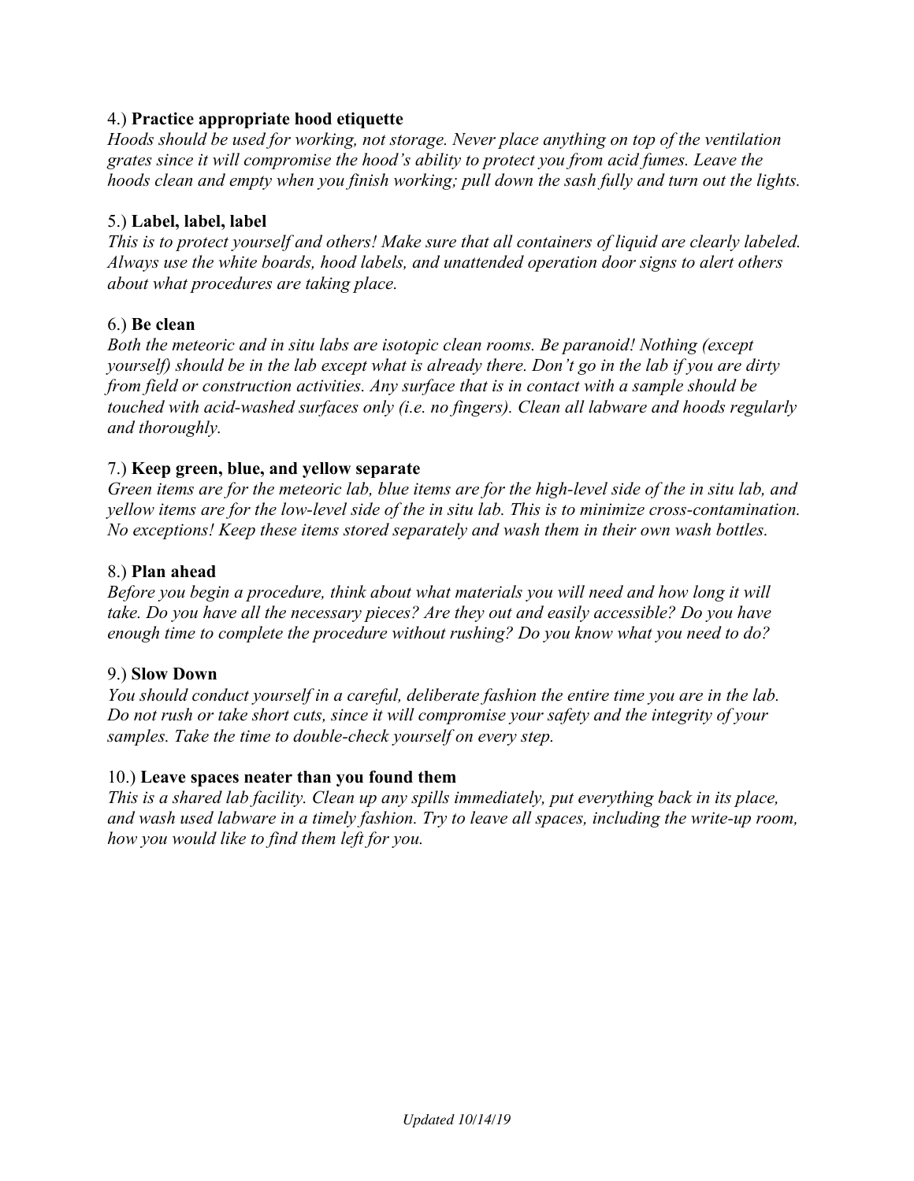4.) **Practice appropriate hood etiquette**
*Hoods should be used for working, not storage. Never place anything on top of the ventilation grates since it will compromise the hood's ability to protect you from acid fumes. Leave the hoods clean and empty when you finish working; pull down the sash fully and turn out the lights.*

5.) **Label, label, label**
*This is to protect yourself and others! Make sure that all containers of liquid are clearly labeled. Always use the white boards, hood labels, and unattended operation door signs to alert others about what procedures are taking place.*

6.) **Be clean**
*Both the meteoric and in situ labs are isotopic clean rooms. Be paranoid! Nothing (except yourself) should be in the lab except what is already there. Don't go in the lab if you are dirty from field or construction activities. Any surface that is in contact with a sample should be touched with acid-washed surfaces only (i.e. no fingers). Clean all labware and hoods regularly and thoroughly.*

7.) **Keep green, blue, and yellow separate**
*Green items are for the meteoric lab, blue items are for the high-level side of the in situ lab, and yellow items are for the low-level side of the in situ lab. This is to minimize cross-contamination. No exceptions! Keep these items stored separately and wash them in their own wash bottles.*

8.) **Plan ahead**
*Before you begin a procedure, think about what materials you will need and how long it will take. Do you have all the necessary pieces? Are they out and easily accessible? Do you have enough time to complete the procedure without rushing? Do you know what you need to do?*

9.) **Slow Down**
*You should conduct yourself in a careful, deliberate fashion the entire time you are in the lab. Do not rush or take short cuts, since it will compromise your safety and the integrity of your samples. Take the time to double-check yourself on every step.*

10.) **Leave spaces neater than you found them**
*This is a shared lab facility. Clean up any spills immediately, put everything back in its place, and wash used labware in a timely fashion. Try to leave all spaces, including the write-up room, how you would like to find them left for you.*

*Updated 10/14/19*